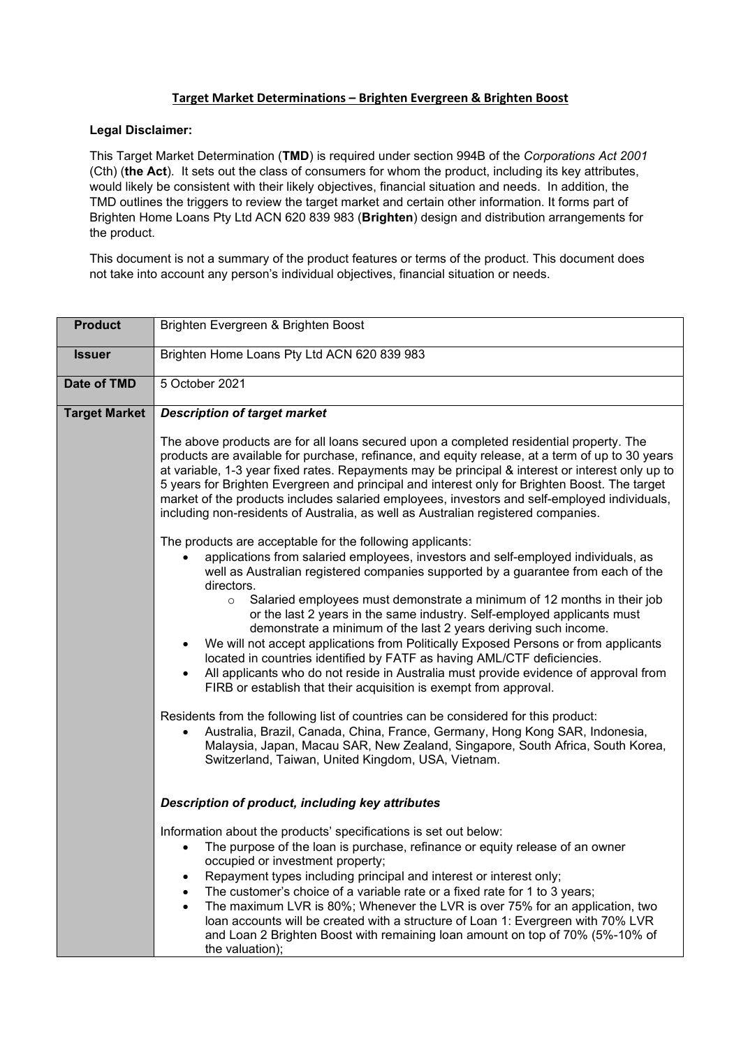**Target Market Determinations – Brighten Evergreen & Brighten Boost**

**Legal Disclaimer:**

This Target Market Determination (**TMD**) is required under section 994B of the *Corporations Act 2001* (Cth) (**the Act**). It sets out the class of consumers for whom the product, including its key attributes, would likely be consistent with their likely objectives, financial situation and needs. In addition, the TMD outlines the triggers to review the target market and certain other information. It forms part of Brighten Home Loans Pty Ltd ACN 620 839 983 (**Brighten**) design and distribution arrangements for the product.

This document is not a summary of the product features or terms of the product. This document does not take into account any person's individual objectives, financial situation or needs.

| **Product** | Brighten Evergreen & Brighten Boost |
|---|---|
| **Issuer** | Brighten Home Loans Pty Ltd ACN 620 839 983 |
| **Date of TMD** | 5 October 2021 |
| **Target Market** | ***Description of target market***<br><br>The above products are for all loans secured upon a completed residential property. The products are available for purchase, refinance, and equity release, at a term of up to 30 years at variable, 1-3 year fixed rates. Repayments may be principal & interest or interest only up to 5 years for Brighten Evergreen and principal and interest only for Brighten Boost. The target market of the products includes salaried employees, investors and self-employed individuals, including non-residents of Australia, as well as Australian registered companies.<br><br>The products are acceptable for the following applicants:<br>• applications from salaried employees, investors and self-employed individuals, as well as Australian registered companies supported by a guarantee from each of the directors.<br>&nbsp;&nbsp;&nbsp;&nbsp;○ Salaried employees must demonstrate a minimum of 12 months in their job or the last 2 years in the same industry. Self-employed applicants must demonstrate a minimum of the last 2 years deriving such income.<br>• We will not accept applications from Politically Exposed Persons or from applicants located in countries identified by FATF as having AML/CTF deficiencies.<br>• All applicants who do not reside in Australia must provide evidence of approval from FIRB or establish that their acquisition is exempt from approval.<br><br>Residents from the following list of countries can be considered for this product:<br>• Australia, Brazil, Canada, China, France, Germany, Hong Kong SAR, Indonesia, Malaysia, Japan, Macau SAR, New Zealand, Singapore, South Africa, South Korea, Switzerland, Taiwan, United Kingdom, USA, Vietnam.<br><br>***Description of product, including key attributes***<br><br>Information about the products' specifications is set out below:<br>• The purpose of the loan is purchase, refinance or equity release of an owner occupied or investment property;<br>• Repayment types including principal and interest or interest only;<br>• The customer's choice of a variable rate or a fixed rate for 1 to 3 years;<br>• The maximum LVR is 80%; Whenever the LVR is over 75% for an application, two loan accounts will be created with a structure of Loan 1: Evergreen with 70% LVR and Loan 2 Brighten Boost with remaining loan amount on top of 70% (5%-10% of the valuation); |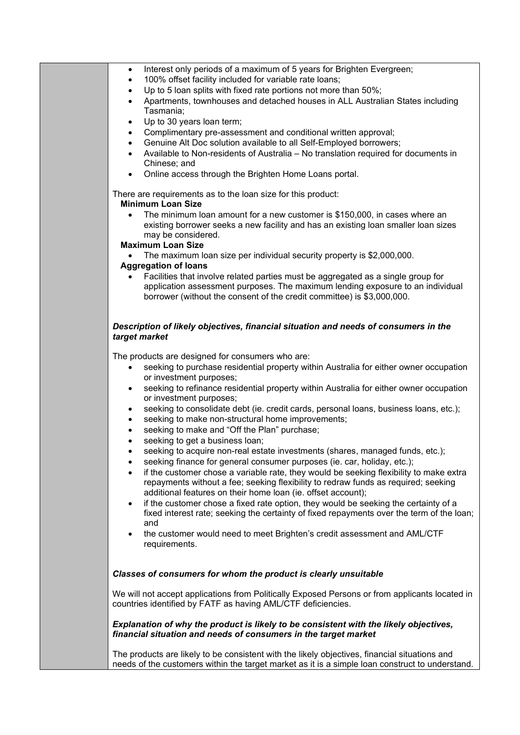- Interest only periods of a maximum of 5 years for Brighten Evergreen;
- 100% offset facility included for variable rate loans;
- Up to 5 loan splits with fixed rate portions not more than 50%;
- Apartments, townhouses and detached houses in ALL Australian States including Tasmania;
- Up to 30 years loan term;
- Complimentary pre-assessment and conditional written approval;
- Genuine Alt Doc solution available to all Self-Employed borrowers;
- Available to Non-residents of Australia – No translation required for documents in Chinese; and
- Online access through the Brighten Home Loans portal.

There are requirements as to the loan size for this product:

**Minimum Loan Size**

- The minimum loan amount for a new customer is $150,000, in cases where an existing borrower seeks a new facility and has an existing loan smaller loan sizes may be considered.

**Maximum Loan Size**

- The maximum loan size per individual security property is $2,000,000.

**Aggregation of loans**

- Facilities that involve related parties must be aggregated as a single group for application assessment purposes. The maximum lending exposure to an individual borrower (without the consent of the credit committee) is $3,000,000.

***Description of likely objectives, financial situation and needs of consumers in the target market***

The products are designed for consumers who are:

- seeking to purchase residential property within Australia for either owner occupation or investment purposes;
- seeking to refinance residential property within Australia for either owner occupation or investment purposes;
- seeking to consolidate debt (ie. credit cards, personal loans, business loans, etc.);
- seeking to make non-structural home improvements;
- seeking to make and "Off the Plan" purchase;
- seeking to get a business loan;
- seeking to acquire non-real estate investments (shares, managed funds, etc.);
- seeking finance for general consumer purposes (ie. car, holiday, etc.);
- if the customer chose a variable rate, they would be seeking flexibility to make extra repayments without a fee; seeking flexibility to redraw funds as required; seeking additional features on their home loan (ie. offset account);
- if the customer chose a fixed rate option, they would be seeking the certainty of a fixed interest rate; seeking the certainty of fixed repayments over the term of the loan; and
- the customer would need to meet Brighten's credit assessment and AML/CTF requirements.

***Classes of consumers for whom the product is clearly unsuitable***

We will not accept applications from Politically Exposed Persons or from applicants located in countries identified by FATF as having AML/CTF deficiencies.

***Explanation of why the product is likely to be consistent with the likely objectives, financial situation and needs of consumers in the target market***

The products are likely to be consistent with the likely objectives, financial situations and needs of the customers within the target market as it is a simple loan construct to understand.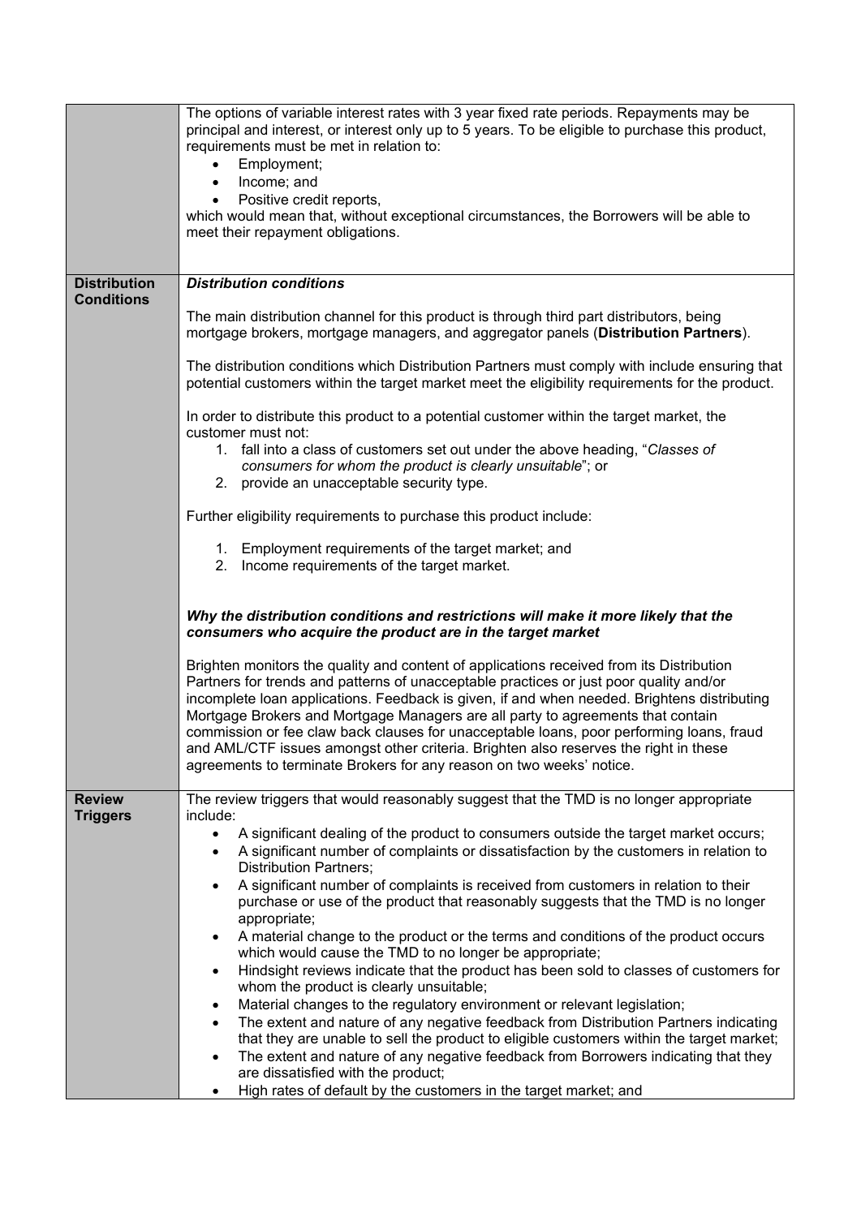| | |
|---|---|
| | The options of variable interest rates with 3 year fixed rate periods. Repayments may be principal and interest, or interest only up to 5 years. To be eligible to purchase this product, requirements must be met in relation to:<br>• Employment;<br>• Income; and<br>• Positive credit reports,<br>which would mean that, without exceptional circumstances, the Borrowers will be able to meet their repayment obligations. |
| **Distribution Conditions** | ***Distribution conditions***<br><br>The main distribution channel for this product is through third part distributors, being mortgage brokers, mortgage managers, and aggregator panels (**Distribution Partners**).<br><br>The distribution conditions which Distribution Partners must comply with include ensuring that potential customers within the target market meet the eligibility requirements for the product.<br><br>In order to distribute this product to a potential customer within the target market, the customer must not:<br>1. fall into a class of customers set out under the above heading, "*Classes of consumers for whom the product is clearly unsuitable*"; or<br>2. provide an unacceptable security type.<br><br>Further eligibility requirements to purchase this product include:<br><br>1. Employment requirements of the target market; and<br>2. Income requirements of the target market.<br><br>***Why the distribution conditions and restrictions will make it more likely that the consumers who acquire the product are in the target market***<br><br>Brighten monitors the quality and content of applications received from its Distribution Partners for trends and patterns of unacceptable practices or just poor quality and/or incomplete loan applications. Feedback is given, if and when needed. Brightens distributing Mortgage Brokers and Mortgage Managers are all party to agreements that contain commission or fee claw back clauses for unacceptable loans, poor performing loans, fraud and AML/CTF issues amongst other criteria. Brighten also reserves the right in these agreements to terminate Brokers for any reason on two weeks' notice. |
| **Review Triggers** | The review triggers that would reasonably suggest that the TMD is no longer appropriate include:<br>• A significant dealing of the product to consumers outside the target market occurs;<br>• A significant number of complaints or dissatisfaction by the customers in relation to Distribution Partners;<br>• A significant number of complaints is received from customers in relation to their purchase or use of the product that reasonably suggests that the TMD is no longer appropriate;<br>• A material change to the product or the terms and conditions of the product occurs which would cause the TMD to no longer be appropriate;<br>• Hindsight reviews indicate that the product has been sold to classes of customers for whom the product is clearly unsuitable;<br>• Material changes to the regulatory environment or relevant legislation;<br>• The extent and nature of any negative feedback from Distribution Partners indicating that they are unable to sell the product to eligible customers within the target market;<br>• The extent and nature of any negative feedback from Borrowers indicating that they are dissatisfied with the product;<br>• High rates of default by the customers in the target market; and |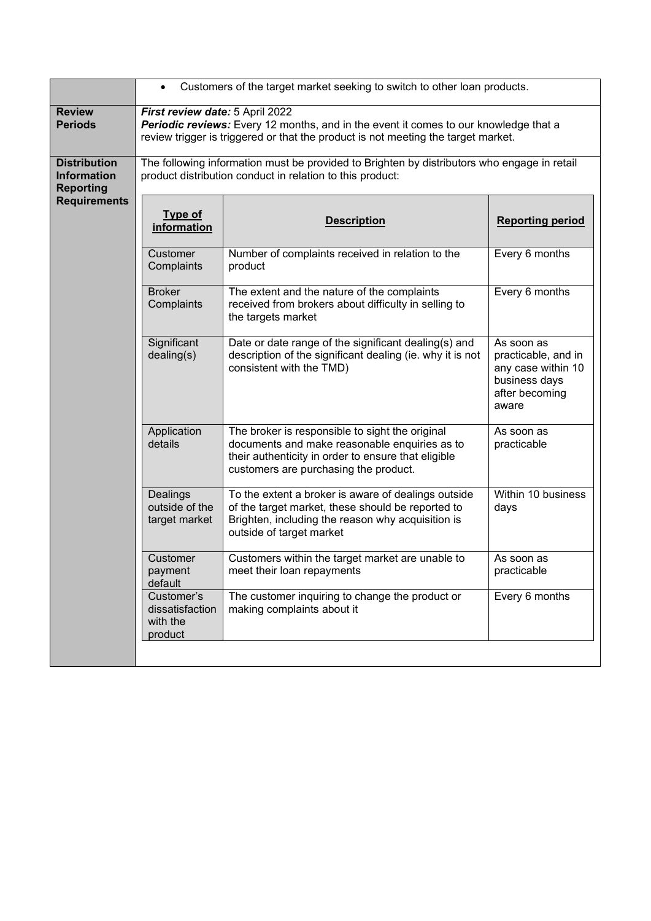| | |
|---|---|
| | • Customers of the target market seeking to switch to other loan products. |
| **Review Periods** | ***First review date:*** 5 April 2022<br>***Periodic reviews:*** Every 12 months, and in the event it comes to our knowledge that a review trigger is triggered or that the product is not meeting the target market. |
| **Distribution Information Reporting Requirements** | The following information must be provided to Brighten by distributors who engage in retail product distribution conduct in relation to this product: |

| **Type of information** | **Description** | **Reporting period** |
|---|---|---|
| Customer Complaints | Number of complaints received in relation to the product | Every 6 months |
| Broker Complaints | The extent and the nature of the complaints received from brokers about difficulty in selling to the targets market | Every 6 months |
| Significant dealing(s) | Date or date range of the significant dealing(s) and description of the significant dealing (ie. why it is not consistent with the TMD) | As soon as practicable, and in any case within 10 business days after becoming aware |
| Application details | The broker is responsible to sight the original documents and make reasonable enquiries as to their authenticity in order to ensure that eligible customers are purchasing the product. | As soon as practicable |
| Dealings outside of the target market | To the extent a broker is aware of dealings outside of the target market, these should be reported to Brighten, including the reason why acquisition is outside of target market | Within 10 business days |
| Customer payment default | Customers within the target market are unable to meet their loan repayments | As soon as practicable |
| Customer's dissatisfaction with the product | The customer inquiring to change the product or making complaints about it | Every 6 months |